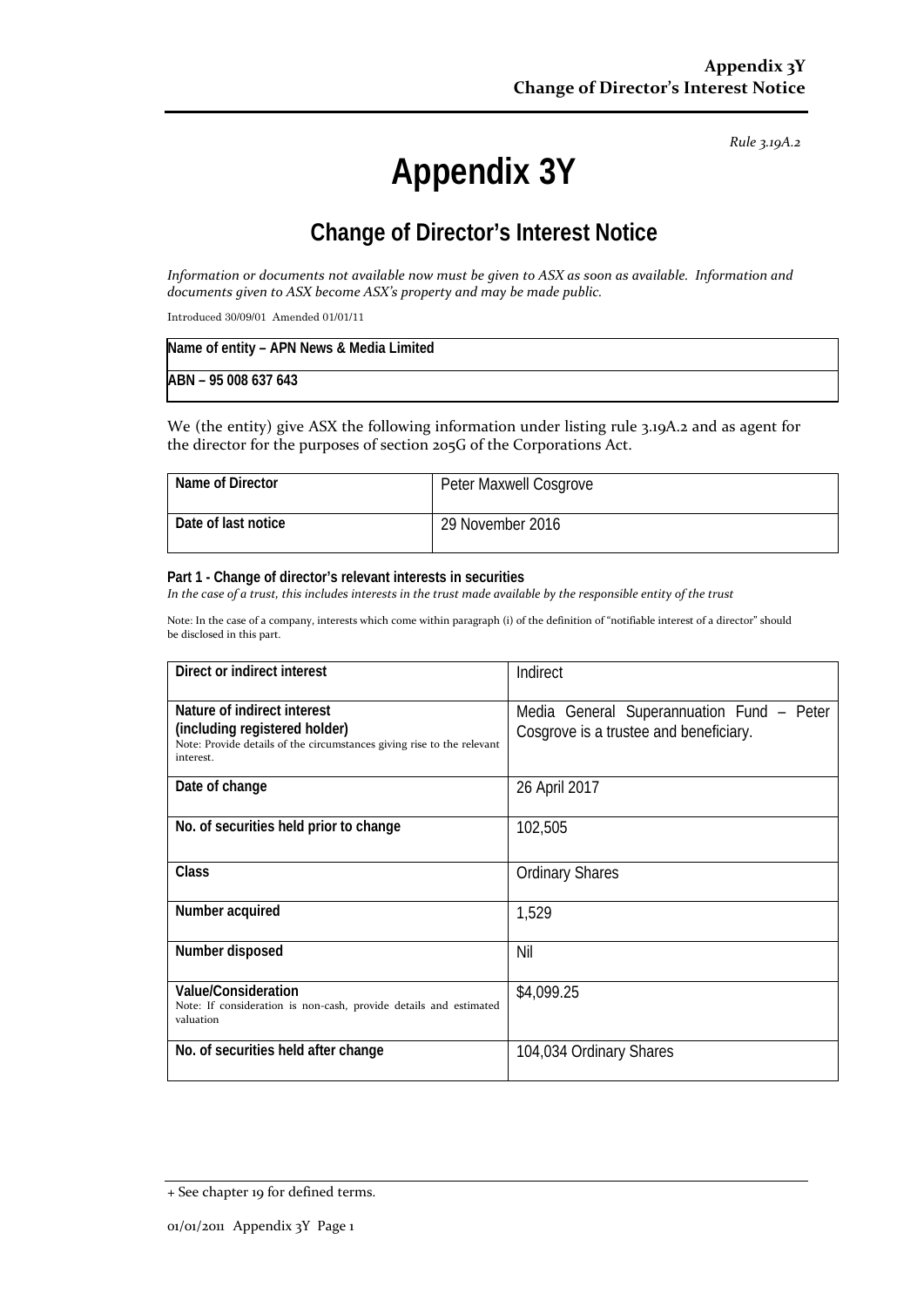*Rule 3.19A.2*

# Appendix 3Y

## Change of Director's Interest Notice

*Information or documents not available now must be given to ASX as soon as available. Information and documents given to ASX become ASX's property and may be made public.*

Introduced 30/09/01 Amended 01/01/11

| Name of entity – APN News & Media Limited |
|---|
| ABN – 95 008 637 643 |

We (the entity) give ASX the following information under listing rule 3.19A.2 and as agent for the director for the purposes of section 205G of the Corporations Act.

| Name of Director | Peter Maxwell Cosgrove |
|---|---|
| Date of last notice | 29 November 2016 |

**Part 1 - Change of director's relevant interests in securities**

*In the case of a trust, this includes interests in the trust made available by the responsible entity of the trust*

Note: In the case of a company, interests which come within paragraph (i) of the definition of "notifiable interest of a director" should be disclosed in this part.

| Direct or indirect interest | Indirect |
|---|---|
| **Nature of indirect interest (including registered holder)** Note: Provide details of the circumstances giving rise to the relevant interest. | Media General Superannuation Fund – Peter Cosgrove is a trustee and beneficiary. |
| **Date of change** | 26 April 2017 |
| **No. of securities held prior to change** | 102,505 |
| **Class** | Ordinary Shares |
| **Number acquired** | 1,529 |
| **Number disposed** | Nil |
| **Value/Consideration** Note: If consideration is non-cash, provide details and estimated valuation | $4,099.25 |
| **No. of securities held after change** | 104,034 Ordinary Shares |

+ See chapter 19 for defined terms.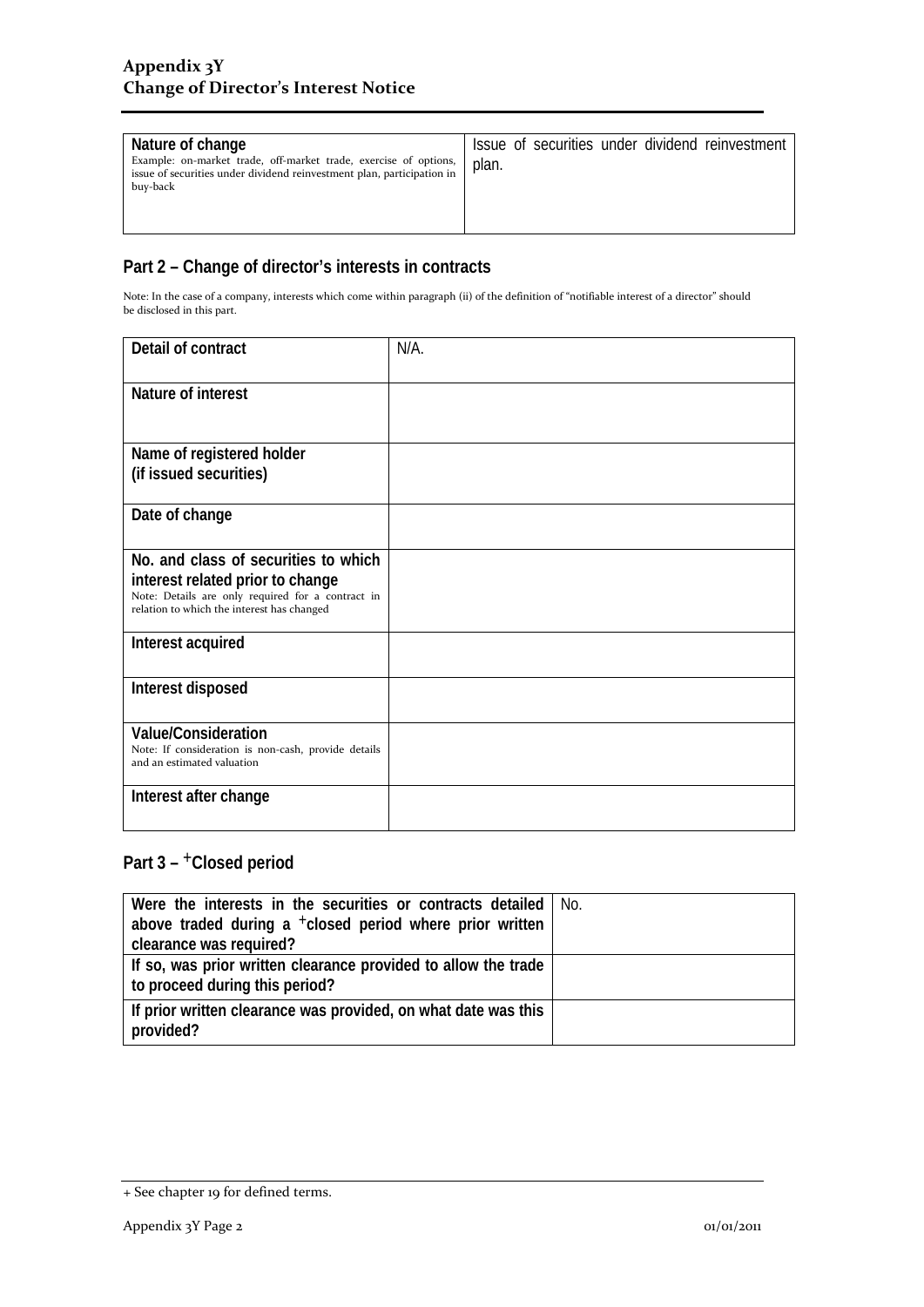## Appendix 3Y
## Change of Director's Interest Notice

| | |
|---|---|
| **Nature of change**<br>Example: on-market trade, off-market trade, exercise of options, issue of securities under dividend reinvestment plan, participation in buy-back | Issue of securities under dividend reinvestment plan. |

## Part 2 – Change of director's interests in contracts

Note: In the case of a company, interests which come within paragraph (ii) of the definition of "notifiable interest of a director" should be disclosed in this part.

| | |
|---|---|
| **Detail of contract** | N/A. |
| **Nature of interest** | |
| **Name of registered holder (if issued securities)** | |
| **Date of change** | |
| **No. and class of securities to which interest related prior to change**<br>Note: Details are only required for a contract in relation to which the interest has changed | |
| **Interest acquired** | |
| **Interest disposed** | |
| **Value/Consideration**<br>Note: If consideration is non-cash, provide details and an estimated valuation | |
| **Interest after change** | |

## Part 3 – +Closed period

| | |
|---|---|
| **Were the interests in the securities or contracts detailed above traded during a +closed period where prior written clearance was required?** | No. |
| **If so, was prior written clearance provided to allow the trade to proceed during this period?** | |
| **If prior written clearance was provided, on what date was this provided?** | |

+ See chapter 19 for defined terms.